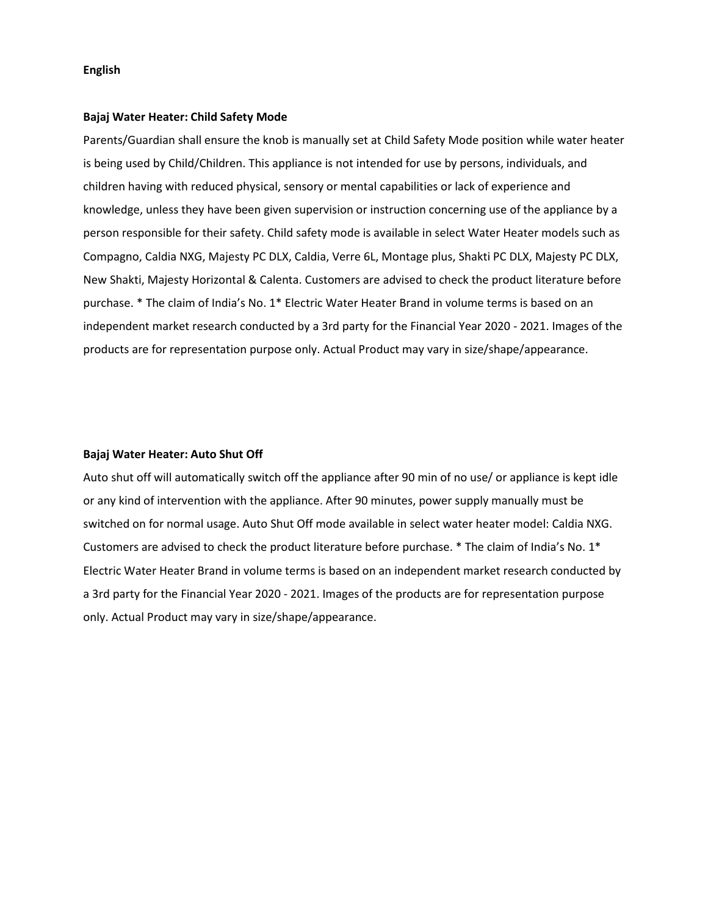**English**

**Bajaj Water Heater: Child Safety Mode**

Parents/Guardian shall ensure the knob is manually set at Child Safety Mode position while water heater is being used by Child/Children. This appliance is not intended for use by persons, individuals, and children having with reduced physical, sensory or mental capabilities or lack of experience and knowledge, unless they have been given supervision or instruction concerning use of the appliance by a person responsible for their safety. Child safety mode is available in select Water Heater models such as Compagno, Caldia NXG, Majesty PC DLX, Caldia, Verre 6L, Montage plus, Shakti PC DLX, Majesty PC DLX, New Shakti, Majesty Horizontal & Calenta. Customers are advised to check the product literature before purchase. * The claim of India's No. 1* Electric Water Heater Brand in volume terms is based on an independent market research conducted by a 3rd party for the Financial Year 2020 - 2021. Images of the products are for representation purpose only. Actual Product may vary in size/shape/appearance.

**Bajaj Water Heater: Auto Shut Off**

Auto shut off will automatically switch off the appliance after 90 min of no use/ or appliance is kept idle or any kind of intervention with the appliance. After 90 minutes, power supply manually must be switched on for normal usage. Auto Shut Off mode available in select water heater model: Caldia NXG. Customers are advised to check the product literature before purchase. * The claim of India's No. 1* Electric Water Heater Brand in volume terms is based on an independent market research conducted by a 3rd party for the Financial Year 2020 - 2021. Images of the products are for representation purpose only. Actual Product may vary in size/shape/appearance.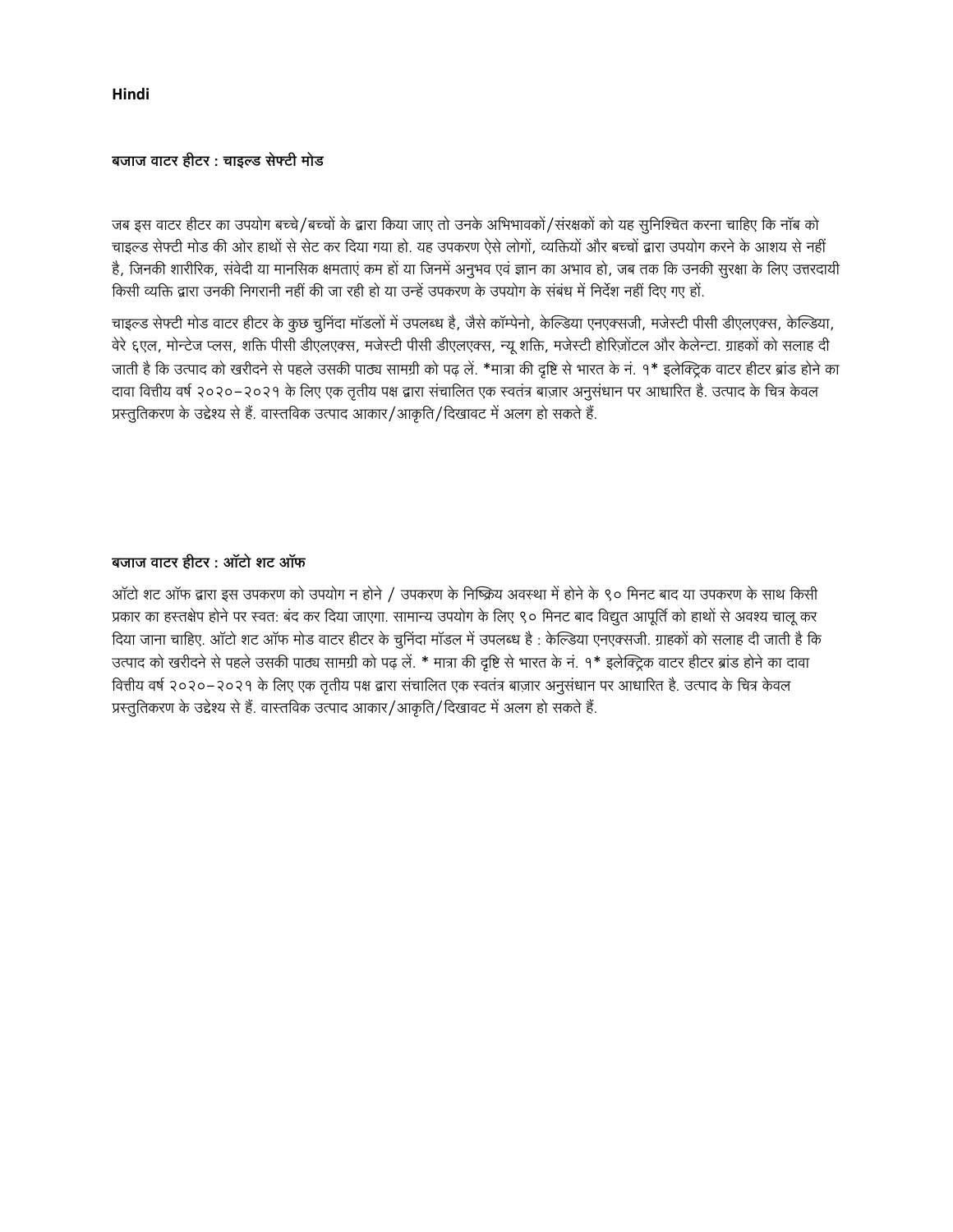**Hindi**

**बजाज वाटर हीटर : चाइल्ड सेफ्टी मोड**

जब इस वाटर हीटर का उपयोग बच्चे/बच्चों के द्वारा किया जाए तो उनके अभिभावकों/संरक्षकों को यह सुनिश्चित करना चाहिए कि नॉब को चाइल्ड सेफ्टी मोड की ओर हाथों से सेट कर दिया गया हो. यह उपकरण ऐसे लोगों, व्यक्तियों और बच्चों द्वारा उपयोग करने के आशय से नहीं है, जिनकी शारीरिक, संवेदी या मानसिक क्षमताएं कम हों या जिनमें अनुभव एवं ज्ञान का अभाव हो, जब तक कि उनकी सुरक्षा के लिए उत्तरदायी किसी व्यक्ति द्वारा उनकी निगरानी नहीं की जा रही हो या उन्हें उपकरण के उपयोग के संबंध में निर्देश नहीं दिए गए हों.

चाइल्ड सेफ्टी मोड वाटर हीटर के कुछ चुनिंदा मॉडलों में उपलब्ध है, जैसे कॉम्पेनो, केल्डिया एनएक्सजी, मजेस्टी पीसी डीएलएक्स, केल्डिया, वेरे ६एल, मोन्टेज प्लस, शक्ति पीसी डीएलएक्स, मजेस्टी पीसी डीएलएक्स, न्यू शक्ति, मजेस्टी होरिज़ोंटल और केलेन्टा. ग्राहकों को सलाह दी जाती है कि उत्पाद को खरीदने से पहले उसकी पाठ्य सामग्री को पढ़ लें. *मात्रा की दृष्टि से भारत के नं. १* इलेक्ट्रिक वाटर हीटर ब्रांड होने का दावा वित्तीय वर्ष २०२०–२०२१ के लिए एक तृतीय पक्ष द्वारा संचालित एक स्वतंत्र बाज़ार अनुसंधान पर आधारित है. उत्पाद के चित्र केवल प्रस्तुतिकरण के उद्देश्य से हैं. वास्तविक उत्पाद आकार/आकृति/दिखावट में अलग हो सकते हैं.

**बजाज वाटर हीटर : ऑटो शट ऑफ**

ऑटो शट ऑफ द्वारा इस उपकरण को उपयोग न होने / उपकरण के निष्क्रिय अवस्था में होने के ९० मिनट बाद या उपकरण के साथ किसी प्रकार का हस्तक्षेप होने पर स्वत: बंद कर दिया जाएगा. सामान्य उपयोग के लिए ९० मिनट बाद विद्युत आपूर्ति को हाथों से अवश्य चालू कर दिया जाना चाहिए. ऑटो शट ऑफ मोड वाटर हीटर के चुनिंदा मॉडल में उपलब्ध है : केल्डिया एनएक्सजी. ग्राहकों को सलाह दी जाती है कि उत्पाद को खरीदने से पहले उसकी पाठ्य सामग्री को पढ़ लें. * मात्रा की दृष्टि से भारत के नं. १* इलेक्ट्रिक वाटर हीटर ब्रांड होने का दावा वित्तीय वर्ष २०२०–२०२१ के लिए एक तृतीय पक्ष द्वारा संचालित एक स्वतंत्र बाज़ार अनुसंधान पर आधारित है. उत्पाद के चित्र केवल प्रस्तुतिकरण के उद्देश्य से हैं. वास्तविक उत्पाद आकार/आकृति/दिखावट में अलग हो सकते हैं.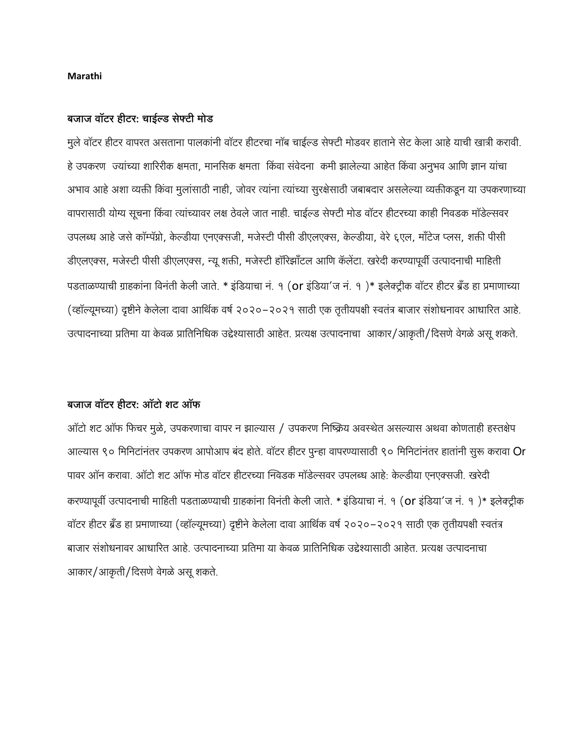**Marathi**

**बजाज वॉटर हीटर: चाईल्ड सेफ्टी मोड**

मुले वॉटर हीटर वापरत असताना पालकांनी वॉटर हीटरचा नॉब चाईल्ड सेफ्टी मोडवर हाताने सेट केला आहे याची खात्री करावी. हे उपकरण ज्यांच्या शारिरीक क्षमता, मानसिक क्षमता किंवा संवेदना कमी झालेल्या आहेत किंवा अनुभव आणि ज्ञान यांचा अभाव आहे अशा व्यक्ती किंवा मुलांसाठी नाही, जोवर त्यांना त्यांच्या सुरक्षेसाठी जबाबदार असलेल्या व्यक्तीकडून या उपकरणाच्या वापरासाठी योग्य सूचना किंवा त्यांच्यावर लक्ष ठेवले जात नाही. चाईल्ड सेफ्टी मोड वॉटर हीटरच्या काही निवडक मॉडेल्सवर उपलब्ध आहे जसे कॉम्पॅग्रो, केल्डीया एनएक्सजी, मजेस्टी पीसी डीएलएक्स, केल्डीया, वेरे ६एल, मॉंटेज प्लस, शक्ती पीसी डीएलएक्स, मजेस्टी पीसी डीएलएक्स, न्यू शक्ती, मजेस्टी हॉरिझॉंटल आणि कॅलेंटा. खरेदी करण्यापूर्वी उत्पादनाची माहिती पडताळण्याची ग्राहकांना विनंती केली जाते. * इंडियाचा नं. १ (or इंडिया'ज नं. १ )* इलेक्ट्रीक वॉटर हीटर ब्रँड हा प्रमाणाच्या (व्हॉल्यूमच्या) दृष्टीने केलेला दावा आर्थिक वर्ष २०२०–२०२१ साठी एक तृतीयपक्षी स्वतंत्र बाजार संशोधनावर आधारित आहे. उत्पादनाच्या प्रतिमा या केवळ प्रातिनिधिक उद्देश्यासाठी आहेत. प्रत्यक्ष उत्पादनाचा आकार/आकृती/दिसणे वेगळे असू शकते.

**बजाज वॉटर हीटर: ऑटो शट ऑफ**

ऑटो शट ऑफ फिचर मुळे, उपकरणाचा वापर न झाल्यास / उपकरण निष्क्रिय अवस्थेत असल्यास अथवा कोणताही हस्तक्षेप आल्यास ९० मिनिटांनंतर उपकरण आपोआप बंद होते. वॉटर हीटर पुन्हा वापरण्यासाठी ९० मिनिटांनंतर हातांनी सुरू करावा Or पावर ऑन करावा. ऑटो शट ऑफ मोड वॉटर हीटरच्या निवडक मॉडेल्सवर उपलब्ध आहे: केल्डीया एनएक्सजी. खरेदी करण्यापूर्वी उत्पादनाची माहिती पडताळण्याची ग्राहकांना विनंती केली जाते. * इंडियाचा नं. १ (or इंडिया'ज नं. १ )* इलेक्ट्रीक वॉटर हीटर ब्रँड हा प्रमाणाच्या (व्हॉल्यूमच्या) दृष्टीने केलेला दावा आर्थिक वर्ष २०२०–२०२१ साठी एक तृतीयपक्षी स्वतंत्र बाजार संशोधनावर आधारित आहे. उत्पादनाच्या प्रतिमा या केवळ प्रातिनिधिक उद्देश्यासाठी आहेत. प्रत्यक्ष उत्पादनाचा आकार/आकृती/दिसणे वेगळे असू शकते.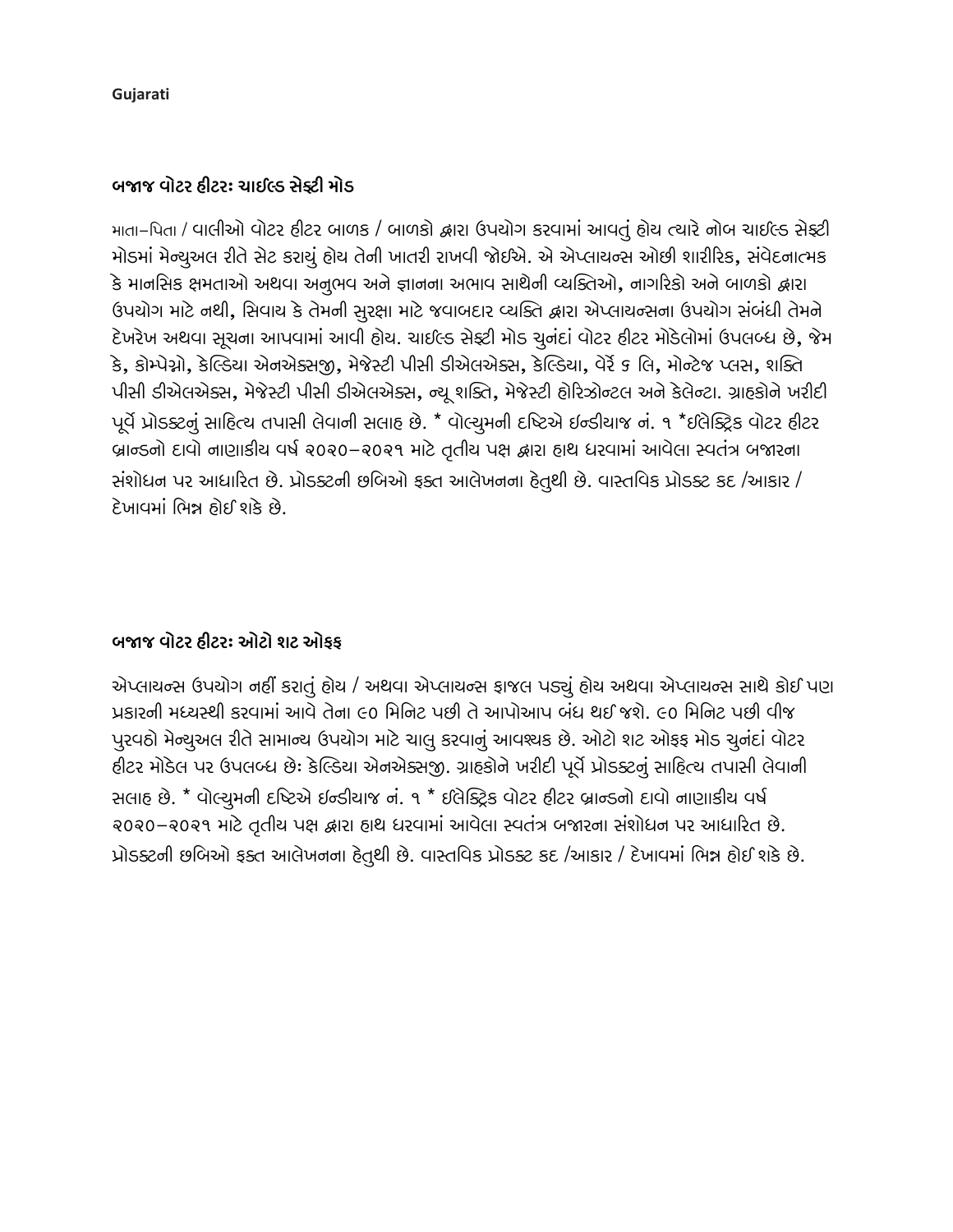**Gujarati**

**બજાજ વોટર હીટરઃ ચાઈલ્ડ સેફ્ટી મોડ**

માતા–પિતા / વાલીઓ વોટર હીટર બાળક / બાળકો દ્વારા ઉપયોગ કરવામાં આવતું હોય ત્યારે નોબ ચાઈલ્ડ સેફ્ટી મોડમાં મેન્યુઅલ રીતે સેટ કરાયું હોય તેની ખાતરી રાખવી જોઈએ. એ એપ્લાયન્સ ઓછી શારીરિક, સંવેદનાત્મક કે માનસિક ક્ષમતાઓ અથવા અનુભવ અને જ્ઞાનના અભાવ સાથેની વ્યક્તિઓ, નાગરિકો અને બાળકો દ્વારા ઉપયોગ માટે નથી, સિવાય કે તેમની સુરક્ષા માટે જવાબદાર વ્યક્તિ દ્વારા એપ્લાયન્સના ઉપયોગ સંબંધી તેમને દેખરેખ અથવા સૂચના આપવામાં આવી હોય. ચાઈલ્ડ સેફ્ટી મોડ ચુનંદાં વોટર હીટર મોડેલોમાં ઉપલબ્ધ છે, જેમ કે, કોમ્પેગ્નો, કેલ્ડિયા એનએક્સજી, મેજેસ્ટી પીસી ડીએલએક્સ, કેલ્ડિયા, વેર્રે ૬ લિ, મોન્ટેજ પ્લસ, શક્તિ પીસી ડીએલએક્સ, મેજેસ્ટી પીસી ડીએલએક્સ, ન્યૂ શક્તિ, મેજેસ્ટી હોરિઝોન્ટલ અને કેલેન્ટા. ગ્રાહકોને ખરીદી પૂર્વે પ્રોડક્ટનું સાહિત્ય તપાસી લેવાની સલાહ છે. * વોલ્યુમની દષ્ટિએ ઈન્ડીયાજ નં. ૧ *ઈલેક્ટ્રિક વોટર હીટર બ્રાન્ડનો દાવો નાણાકીય વર્ષ ૨૦૨૦–૨૦૨૧ માટે તૃતીય પક્ષ દ્વારા હાથ ધરવામાં આવેલા સ્વતંત્ર બજારના સંશોધન પર આધારિત છે. પ્રોડક્ટની છબિઓ ફક્ત આલેખનના હેતુથી છે. વાસ્તવિક પ્રોડક્ટ કદ /આકાર / દેખાવમાં ભિન્ન હોઈ શકે છે.

**બજાજ વોટર હીટરઃ ઓટો શટ ઓફ્ફ**

એપ્લાયન્સ ઉપયોગ નહીં કરાતું હોય / અથવા એપ્લાયન્સ ફાજલ પડ્યું હોય અથવા એપ્લાયન્સ સાથે કોઈ પણ પ્રકારની મધ્યસ્થી કરવામાં આવે તેના ૯૦ મિનિટ પછી તે આપોઆપ બંધ થઈ જશે. ૯૦ મિનિટ પછી વીજ પુરવઠો મેન્યુઅલ રીતે સામાન્ય ઉપયોગ માટે ચાલુ કરવાનું આવશ્યક છે. ઓટો શટ ઓફ્ફ મોડ ચુનંદાં વોટર હીટર મોડેલ પર ઉપલબ્ધ છેઃ કેલ્ડિયા એનએક્સજી. ગ્રાહકોને ખરીદી પૂર્વે પ્રોડક્ટનું સાહિત્ય તપાસી લેવાની સલાહ છે. * વોલ્યુમની દષ્ટિએ ઈન્ડીયાજ નં. ૧ * ઈલેક્ટ્રિક વોટર હીટર બ્રાન્ડનો દાવો નાણાકીય વર્ષ ૨૦૨૦–૨૦૨૧ માટે તૃતીય પક્ષ દ્વારા હાથ ધરવામાં આવેલા સ્વતંત્ર બજારના સંશોધન પર આધારિત છે. પ્રોડક્ટની છબિઓ ફક્ત આલેખનના હેતુથી છે. વાસ્તવિક પ્રોડક્ટ કદ /આકાર / દેખાવમાં ભિન્ન હોઈ શકે છે.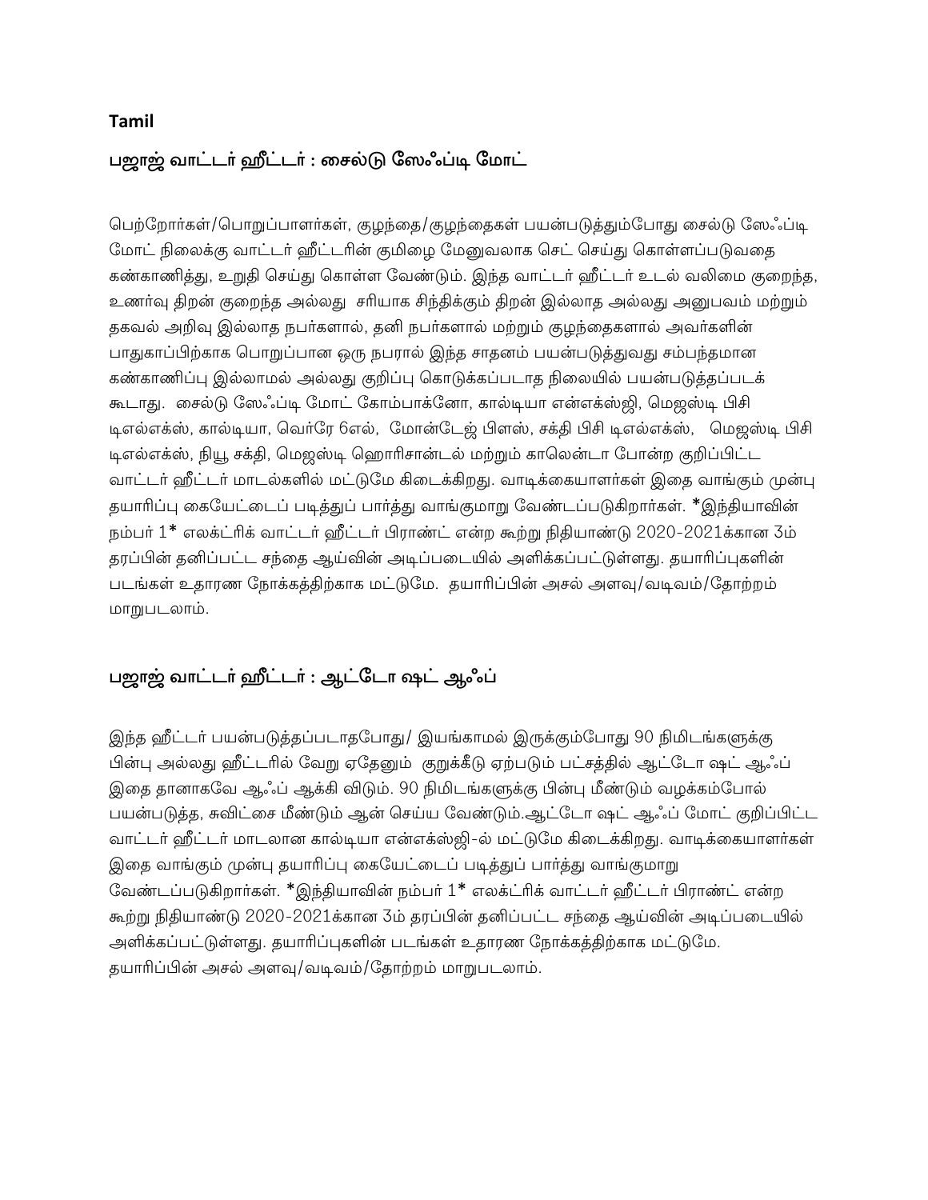**Tamil**

## பஜாஜ் வாட்டர் ஹீட்டர் : சைல்டு ஸேஃப்டி மோட்

பெற்றோர்கள்/பொறுப்பாளர்கள், குழந்தை/குழந்தைகள் பயன்படுத்தும்போது சைல்டு ஸேஃப்டி மோட் நிலைக்கு வாட்டர் ஹீட்டரின் குமிழை மேனுவலாக செட் செய்து கொள்ளப்படுவதை கண்காணித்து, உறுதி செய்து கொள்ள வேண்டும். இந்த வாட்டர் ஹீட்டர் உடல் வலிமை குறைந்த, உணர்வு திறன் குறைந்த அல்லது சரியாக சிந்திக்கும் திறன் இல்லாத அல்லது அனுபவம் மற்றும் தகவல் அறிவு இல்லாத நபர்களால், தனி நபர்களால் மற்றும் குழந்தைகளால் அவர்களின் பாதுகாப்பிற்காக பொறுப்பான ஒரு நபரால் இந்த சாதனம் பயன்படுத்துவது சம்பந்தமான கண்காணிப்பு இல்லாமல் அல்லது குறிப்பு கொடுக்கப்படாத நிலையில் பயன்படுத்தப்படக் கூடாது. சைல்டு ஸேஃப்டி மோட் கோம்பாக்னோ, கால்டியா என்எக்ஸ்ஜி, மெஜஸ்டி பிசி டிஎல்எக்ஸ், கால்டியா, வெர்ரே 6எல், மோன்டேஜ் பிளஸ், சக்தி பிசி டிஎல்எக்ஸ், மெஜஸ்டி பிசி டிஎல்எக்ஸ், நியூ சக்தி, மெஜஸ்டி ஹொரிசான்டல் மற்றும் காலென்டா போன்ற குறிப்பிட்ட வாட்டர் ஹீட்டர் மாடல்களில் மட்டுமே கிடைக்கிறது. வாடிக்கையாளர்கள் இதை வாங்கும் முன்பு தயாரிப்பு கையேட்டைப் படித்துப் பார்த்து வாங்குமாறு வேண்டப்படுகிறார்கள். *இந்தியாவின் நம்பர் 1* எலக்ட்ரிக் வாட்டர் ஹீட்டர் பிராண்ட் என்ற கூற்று நிதியாண்டு 2020-2021க்கான 3ம் தரப்பின் தனிப்பட்ட சந்தை ஆய்வின் அடிப்படையில் அளிக்கப்பட்டுள்ளது. தயாரிப்புகளின் படங்கள் உதாரண நோக்கத்திற்காக மட்டுமே. தயாரிப்பின் அசல் அளவு/வடிவம்/தோற்றம் மாறுபடலாம்.

## பஜாஜ் வாட்டர் ஹீட்டர் : ஆட்டோ ஷட் ஆஃப்

இந்த ஹீட்டர் பயன்படுத்தப்படாதபோது/ இயங்காமல் இருக்கும்போது 90 நிமிடங்களுக்கு பின்பு அல்லது ஹீட்டரில் வேறு ஏதேனும் குறுக்கீடு ஏற்படும் பட்சத்தில் ஆட்டோ ஷட் ஆஃப் இதை தானாகவே ஆஃப் ஆக்கி விடும். 90 நிமிடங்களுக்கு பின்பு மீண்டும் வழக்கம்போல் பயன்படுத்த, சுவிட்சை மீண்டும் ஆன் செய்ய வேண்டும்.ஆட்டோ ஷட் ஆஃப் மோட் குறிப்பிட்ட வாட்டர் ஹீட்டர் மாடலான கால்டியா என்எக்ஸ்ஜி-ல் மட்டுமே கிடைக்கிறது. வாடிக்கையாளர்கள் இதை வாங்கும் முன்பு தயாரிப்பு கையேட்டைப் படித்துப் பார்த்து வாங்குமாறு வேண்டப்படுகிறார்கள். *இந்தியாவின் நம்பர் 1* எலக்ட்ரிக் வாட்டர் ஹீட்டர் பிராண்ட் என்ற கூற்று நிதியாண்டு 2020-2021க்கான 3ம் தரப்பின் தனிப்பட்ட சந்தை ஆய்வின் அடிப்படையில் அளிக்கப்பட்டுள்ளது. தயாரிப்புகளின் படங்கள் உதாரண நோக்கத்திற்காக மட்டுமே. தயாரிப்பின் அசல் அளவு/வடிவம்/தோற்றம் மாறுபடலாம்.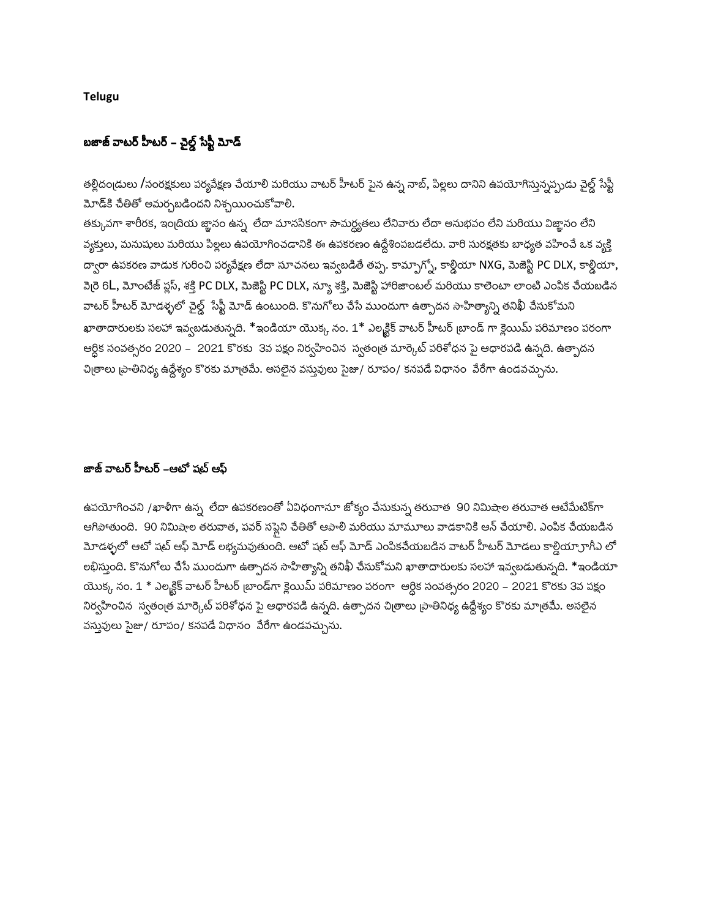**Telugu**

**బజాజ్ వాటర్ హీటర్ – చైల్డ్ సేఫ్టీ మోడ్**

తల్లిదండ్రులు /సంరక్షకులు పర్యవేక్షణ చేయాలి మరియు వాటర్ హీటర్ పైన ఉన్న నాబ్, పిల్లలు దానిని ఉపయోగిస్తున్నప్పుడు చైల్డ్ సేఫ్టీ మోడ్‌కి చేతితో అమర్చబడిందని నిశ్చయించుకోవాలి.
తక్కువగా శారీరక, ఇంద్రియ జ్ఞానం ఉన్న లేదా మానసికంగా సామర్థ్యతలు లేనివారు లేదా అనుభవం లేని మరియు విజ్ఞానం లేని వ్యక్తులు, మనుషులు మరియు పిల్లలు ఉపయోగించడానికి ఈ ఉపకరణం ఉద్దేశించబడలేదు. వారి సురక్షతకు బాధ్యత వహించే ఒక వ్యక్తి ద్వారా ఉపకరణ వాడుక గురించి పర్యవేక్షణ లేదా సూచనలు ఇవ్వబడితే తప్ప. కామ్పాగ్నో, కాల్డియా NXG, మెజెస్టి PC DLX, కాల్డియా, వెర్రె 6L, మోంటేజ్ ప్లస్, శక్తి PC DLX, మెజెస్టి PC DLX, న్యూ శక్తి, మెజెస్టి హారిజాంటల్ మరియు కాలెంటా లాంటి ఎంపిక చేయబడిన వాటర్ హీటర్ మోడళ్ళలో చైల్డ్ సేఫ్టీ మోడ్ ఉంటుంది. కొనుగోలు చేసే ముందుగా ఉత్పాదన సాహిత్యాన్ని తనిఖీ చేసుకోమని ఖాతాదారులకు సలహా ఇవ్వబడుతున్నది. *ఇండియా యొక్క నం. 1* ఎలక్ట్రిక్ వాటర్ హీటర్ బ్రాండ్ గా క్లెయిమ్ పరిమాణం పరంగా ఆర్థిక సంవత్సరం 2020 – 2021 కొరకు 3వ పక్షం నిర్వహించిన స్వతంత్ర మార్కెట్ పరిశోధన పై ఆధారపడి ఉన్నది. ఉత్పాదన చిత్రాలు ప్రాతినిధ్య ఉద్దేశ్యం కొరకు మాత్రమే. అసలైన వస్తువులు సైజు/ రూపం/ కనపడే విధానం వేరేగా ఉండవచ్చును.

**జాజ్ వాటర్ హీటర్ –ఆటో షట్ ఆఫ్**

ఉపయోగించని /ఖాళీగా ఉన్న లేదా ఉపకరణంతో ఏవిధంగానూ జోక్యం చేసుకున్న తరువాత 90 నిమిషాల తరువాత ఆటోమేటిక్‌గా ఆగిపోతుంది. 90 నిమిషాల తరువాత, పవర్ సప్లైని చేతితో ఆపాలి మరియు మామూలు వాడకానికి ఆన్ చేయాలి. ఎంపిక చేయబడిన మోడళ్ళలో ఆటో షట్ ఆఫ్ మోడ్ లభ్యమవుతుంది. ఆటో షట్ ఆఫ్ మోడ్ ఎంపికచేయబడిన వాటర్ హీటర్ మోడలు కాల్డియాగ్రాగిఎ లో లభిస్తుంది. కొనుగోలు చేసే ముందుగా ఉత్పాదన సాహిత్యాన్ని తనిఖీ చేసుకోమని ఖాతాదారులకు సలహా ఇవ్వబడుతున్నది. *ఇండియా యొక్క నం. 1 * ఎలక్ట్రిక్ వాటర్ హీటర్ బ్రాండ్‌గా క్లెయిమ్ పరిమాణం పరంగా ఆర్థిక సంవత్సరం 2020 – 2021 కొరకు 3వ పక్షం నిర్వహించిన స్వతంత్ర మార్కెట్ పరిశోధన పై ఆధారపడి ఉన్నది. ఉత్పాదన చిత్రాలు ప్రాతినిధ్య ఉద్దేశ్యం కొరకు మాత్రమే. అసలైన వస్తువులు సైజు/ రూపం/ కనపడే విధానం వేరేగా ఉండవచ్చును.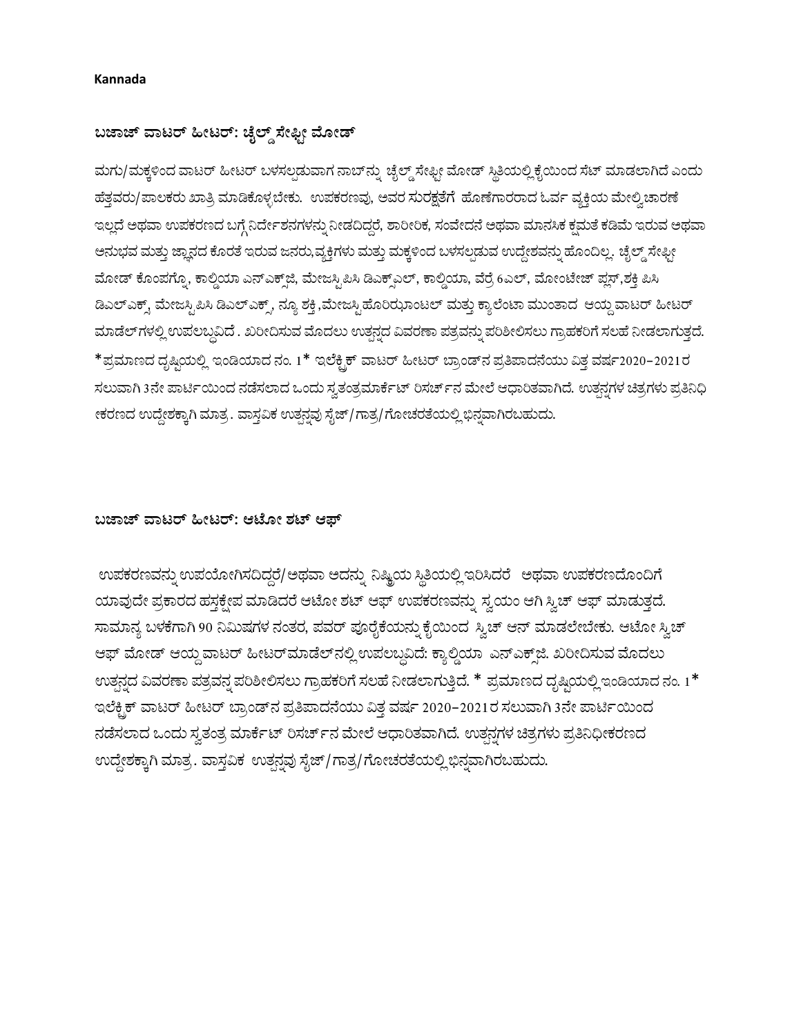**Kannada**

**ಬಜಾಜ್ ವಾಟರ್ ಹೀಟರ್: ಚೈಲ್ಡ್ ಸೇಫ್ಟೀ ಮೋಡ್**

ಮಗು/ಮಕ್ಕಳಿಂದ ವಾಟರ್ ಹೀಟರ್ ಬಳಸಲ್ಪಡುವಾಗ ನಾಬ್‌ನ್ನು ಚೈಲ್ಡ್ ಸೇಫ್ಟೀ ಮೋಡ್ ಸ್ಥಿತಿಯಲ್ಲಿ ಕೈಯಿಂದ ಸೆಟ್ ಮಾಡಲಾಗಿದೆ ಎಂದು ಹೆತ್ತವರು/ಪಾಲಕರು ಖಾತ್ರಿ ಮಾಡಿಕೊಳ್ಳಬೇಕು. ಉಪಕರಣವು, ಅವರ ಸುರಕ್ಷತೆಗೆ ಹೊಣೆಗಾರರಾದ ಓರ್ವ ವ್ಯಕ್ತಿಯ ಮೇಲ್ವಿಚಾರಣೆ ಇಲ್ಲದೆ ಅಥವಾ ಉಪಕರಣದ ಬಗ್ಗೆ ನಿರ್ದೇಶನಗಳನ್ನು ನೀಡದಿದ್ದರೆ, ಶಾರೀರಿಕ, ಸಂವೇದನೆ ಅಥವಾ ಮಾನಸಿಕ ಕ್ಷಮತೆ ಕಡಿಮೆ ಇರುವ ಅಥವಾ ಅನುಭವ ಮತ್ತು ಜ್ಞಾನದ ಕೊರತೆ ಇರುವ ಜನರು,ವ್ಯಕ್ತಿಗಳು ಮತ್ತು ಮಕ್ಕಳಿಂದ ಬಳಸಲ್ಪಡುವ ಉದ್ದೇಶವನ್ನು ಹೊಂದಿಲ್ಲ. ಚೈಲ್ಡ್ ಸೇಫ್ಟೀ ಮೋಡ್ ಕೊಂಪಗ್ನೊ, ಕಾಲ್ಡಿಯಾ ಎನ್‌ಎಕ್ಸ್‌ಜಿ, ಮೇಜಸ್ಟಿ ಪಿಸಿ ಡಿಎಕ್ಸ್‌ಎಲ್, ಕಾಲ್ಡಿಯಾ, ವೆರ್ರೆ 6ಎಲ್, ಮೋಂಟೇಜ್ ಪ್ಲಸ್,ಶಕ್ತಿ ಪಿಸಿ ಡಿಎಲ್‌ಎಕ್ಸ್, ಮೇಜಸ್ಟಿ ಪಿಸಿ ಡಿಎಲ್‌ಎಕ್ಸ್, ನ್ಯೂ ಶಕ್ತಿ,ಮೇಜಸ್ಟಿ ಹೊರಿಝೊಂಟಲ್ ಮತ್ತು ಕ್ಯಾಲೆಂಟಾ ಮುಂತಾದ ಆಯ್ದ ವಾಟರ್ ಹೀಟರ್ ಮಾಡೆಲ್‌ಗಳಲ್ಲಿ ಉಪಲಬ್ಧವಿದೆ . ಖರೀದಿಸುವ ಮೊದಲು ಉತ್ಪನ್ನದ ವಿವರಣಾ ಪತ್ರವನ್ನು ಪರಿಶೀಲಿಸಲು ಗ್ರಾಹಕರಿಗೆ ಸಲಹೆ ನೀಡಲಾಗುತ್ತದೆ. *ಪ್ರಮಾಣದ ದೃಷ್ಟಿಯಲ್ಲಿ ಇಂಡಿಯಾದ ನಂ. 1* ಇಲೆಕ್ಟ್ರಿಕ್ ವಾಟರ್ ಹೀಟರ್ ಬ್ರಾಂಡ್‌ನ ಪ್ರತಿಪಾದನೆಯು ವಿತ್ತ ವರ್ಷ2020–2021ರ ಸಲುವಾಗಿ 3ನೇ ಪಾರ್ಟಿಯಿಂದ ನಡೆಸಲಾದ ಒಂದು ಸ್ವತಂತ್ರಮಾರ್ಕೆಟ್ ರಿಸರ್ಚ್‌ನ ಮೇಲೆ ಆಧಾರಿತವಾಗಿದೆ. ಉತ್ಪನ್ನಗಳ ಚಿತ್ರಗಳು ಪ್ರತಿನಿಧೀಕರಣದ ಉದ್ದೇಶಕ್ಕಾಗಿ ಮಾತ್ರ. ವಾಸ್ತವಿಕ ಉತ್ಪನ್ನವು ಸೈಜ್/ಗಾತ್ರ/ಗೋಚರತೆಯಲ್ಲಿ ಭಿನ್ನವಾಗಿರಬಹುದು.

**ಬಜಾಜ್ ವಾಟರ್ ಹೀಟರ್: ಆಟೋ ಶಟ್ ಆಫ್**

ಉಪಕರಣವನ್ನು ಉಪಯೋಗಿಸದಿದ್ದರೆ/ಅಥವಾ ಅದನ್ನು ನಿಷ್ಕ್ರಿಯ ಸ್ಥಿತಿಯಲ್ಲಿ ಇರಿಸಿದರೆ ಅಥವಾ ಉಪಕರಣದೊಂದಿಗೆ ಯಾವುದೇ ಪ್ರಕಾರದ ಹಸ್ತಕ್ಷೇಪ ಮಾಡಿದರೆ ಆಟೋ ಶಟ್ ಆಫ್ ಉಪಕರಣವನ್ನು ಸ್ವಯಂ ಆಗಿ ಸ್ವಿಚ್ ಆಫ್ ಮಾಡುತ್ತದೆ. ಸಾಮಾನ್ಯ ಬಳಕೆಗಾಗಿ 90 ನಿಮಿಷಗಳ ನಂತರ, ಪವರ್ ಪೂರೈಕೆಯನ್ನು ಕೈಯಿಂದ ಸ್ವಿಚ್ ಆನ್ ಮಾಡಲೇಬೇಕು. ಆಟೋ ಸ್ವಿಚ್ ಆಫ್ ಮೋಡ್ ಆಯ್ದ ವಾಟರ್ ಹೀಟರ್‌ಮಾಡೆಲ್‌ನಲ್ಲಿ ಉಪಲಬ್ಧವಿದೆ: ಕ್ಯಾಲ್ಡಿಯಾ ಎನ್‌ಎಕ್ಸ್‌ಜಿ. ಖರೀದಿಸುವ ಮೊದಲು ಉತ್ಪನ್ನದ ವಿವರಣಾ ಪತ್ರವನ್ನ ಪರಿಶೀಲಿಸಲು ಗ್ರಾಹಕರಿಗೆ ಸಲಹೆ ನೀಡಲಾಗುತ್ತಿದೆ. * ಪ್ರಮಾಣದ ದೃಷ್ಟಿಯಲ್ಲಿ ಇಂಡಿಯಾದ ನಂ. 1* ಇಲೆಕ್ಟ್ರಿಕ್ ವಾಟರ್ ಹೀಟರ್ ಬ್ರಾಂಡ್‌ನ ಪ್ರತಿಪಾದನೆಯು ವಿತ್ತ ವರ್ಷ 2020–2021ರ ಸಲುವಾಗಿ 3ನೇ ಪಾರ್ಟಿಯಿಂದ ನಡೆಸಲಾದ ಒಂದು ಸ್ವತಂತ್ರ ಮಾರ್ಕೆಟ್ ರಿಸರ್ಚ್‌ನ ಮೇಲೆ ಆಧಾರಿತವಾಗಿದೆ. ಉತ್ಪನ್ನಗಳ ಚಿತ್ರಗಳು ಪ್ರತಿನಿಧೀಕರಣದ ಉದ್ದೇಶಕ್ಕಾಗಿ ಮಾತ್ರ. ವಾಸ್ತವಿಕ ಉತ್ಪನ್ನವು ಸೈಜ್/ಗಾತ್ರ/ಗೋಚರತೆಯಲ್ಲಿ ಭಿನ್ನವಾಗಿರಬಹುದು.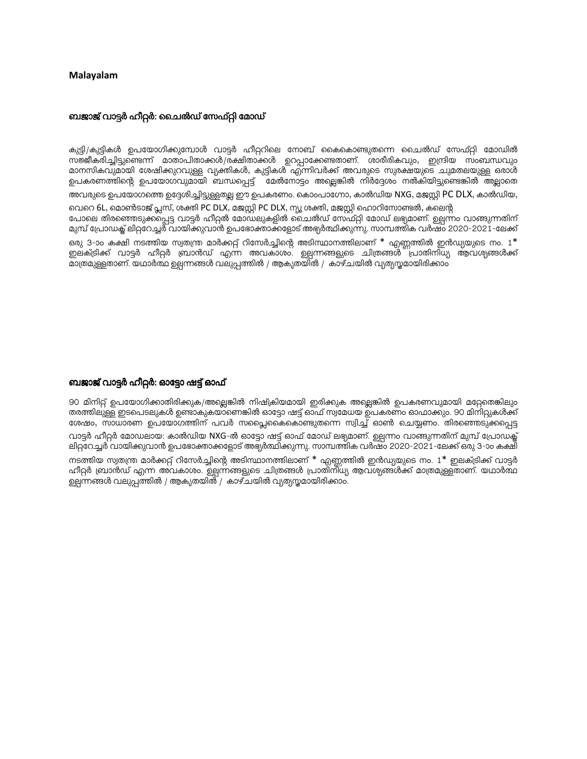**Malayalam**

## ബജാജ് വാട്ടർ ഹീറ്റർ: ചൈൽഡ് സേഫ്റ്റി മോഡ്

കുട്ടി/കുട്ടികൾ ഉപയോഗിക്കുമ്പോൾ വാട്ടർ ഹീറ്ററിലെ നോബ് കൈകൊണ്ടുതന്നെ ചൈൽഡ് സേഫ്റ്റി മോഡിൽ സജ്ജീകരിച്ചിട്ടുണ്ടെന്ന് മാതാപിതാക്കൾ/രക്ഷിതാക്കൾ ഉറപ്പാക്കേണ്ടതാണ്. ശാരീരികവും, ഇന്ദ്രിയ സംബന്ധവും മാനസികവുമായി ശേഷിക്കുറവുള്ള വ്യക്തികൾ, കുട്ടികൾ എന്നിവർക്ക് അവരുടെ സുരക്ഷയുടെ ചുമതലയുള്ള ഒരാൾ ഉപകരണത്തിന്റെ ഉപയോഗവുമായി ബന്ധപ്പെട്ട് മേൽനോട്ടം അല്ലെങ്കിൽ നിർദ്ദേശം നൽകിയിട്ടുണ്ടെങ്കിൽ അല്ലാതെ അവരുടെ ഉപയോഗത്തെ ഉദ്ദേശിച്ചിട്ടുള്ളതല്ല ഈ ഉപകരണം. കൊംപാഗ്നോ, കാൽഡിയ NXG, മജസ്റ്റി PC DLX, കാൽഡിയ, വെറെ 6L, മൊൺടാജ് പ്ലസ്, ശക്തി PC DLX, മജസ്റ്റി PC DLX, ന്യൂ ശക്തി, മജസ്റ്റി ഹൊറിസോണ്ടൽ, കലെന്റ പോലെ തിരഞ്ഞെടുക്കപ്പെട്ട വാട്ടർ ഹീറ്റർ മോഡലുകളിൽ ചൈൽഡ് സേഫ്റ്റി മോഡ് ലഭ്യമാണ്. ഉല്പന്നം വാങ്ങുന്നതിന് മുമ്പ് പ്രോഡക്ട് ലിറ്ററേച്ചർ വായിക്കുവാൻ ഉപഭോക്താക്കളോട് അഭ്യർത്ഥിക്കുന്നു. സാമ്പത്തിക വർഷം 2020-2021-ലേക്ക് ഒരു 3-ാം കക്ഷി നടത്തിയ സ്വതന്ത്ര മാർക്കറ്റ് റിസേർച്ചിന്റെ അടിസ്ഥാനത്തിലാണ് * എണ്ണത്തിൽ ഇൻഡ്യയുടെ നം. 1* ഇലക്ട്രിക്ക് വാട്ടർ ഹീറ്റർ ബ്രാൻഡ് എന്ന അവകാശം. ഉല്പന്നങ്ങളുടെ ചിത്രങ്ങൾ പ്രാതിനിധ്യ ആവശ്യങ്ങൾക്ക് മാത്രമുള്ളതാണ്. യഥാർത്ഥ ഉല്പന്നങ്ങൾ വലുപ്പത്തിൽ / ആകൃതയിൽ / കാഴ്ചയിൽ വ്യത്യസ്തമായിരിക്കാം

## ബജാജ് വാട്ടർ ഹീറ്റർ: ഓട്ടോ ഷട്ട് ഓഫ്

90 മിനിറ്റ് ഉപയോഗിക്കാതിരിക്കുക/അല്ലെങ്കിൽ നിഷ്ക്രിയമായി ഇരിക്കുക അല്ലെങ്കിൽ ഉപകരണവുമായി മറ്റേതെങ്കിലും തരത്തിലുള്ള ഇടപെടലുകൾ ഉണ്ടാകുകയാണെങ്കിൽ ഓട്ടോ ഷട്ട് ഓഫ് സ്വമേധയ ഉപകരണം ഓഫാക്കും. 90 മിനിറ്റുകൾക്ക് ശേഷം, സാധാരണ ഉപയോഗത്തിന് പവർ സപ്ലൈകൊണ്ടുതന്നെ സ്വിച്ച് ഓൺ ചെയ്യണം. തിരഞ്ഞെടുക്കപ്പെട്ട വാട്ടർ ഹീറ്റർ മോഡലായ: കാൽഡിയ NXG-ൽ ഓട്ടോ ഷട്ട് ഓഫ് മോഡ് ലഭ്യമാണ്. ഉല്പന്നം വാങ്ങുന്നതിന് മുമ്പ് പ്രോഡക്ട് ലിറ്ററേച്ചർ വായിക്കുവാൻ ഉപഭോക്താക്കളോട് അഭ്യർത്ഥിക്കുന്നു. സാമ്പത്തിക വർഷം 2020-2021-ലേക്ക് ഒരു 3-ാം കക്ഷി നടത്തിയ സ്വതന്ത്ര മാർക്കറ്റ് റിസേർച്ചിന്റെ അടിസ്ഥാനത്തിലാണ് * എണ്ണത്തിൽ ഇൻഡ്യയുടെ നം. 1* ഇലക്ട്രിക്ക് വാട്ടർ ഹീറ്റർ ബ്രാൻഡ് എന്ന അവകാശം. ഉല്പന്നങ്ങളുടെ ചിത്രങ്ങൾ പ്രാതിനിധ്യ ആവശ്യങ്ങൾക്ക് മാത്രമുള്ളതാണ്. യഥാർത്ഥ ഉല്പന്നങ്ങൾ വലുപ്പത്തിൽ / ആകൃതയിൽ / കാഴ്ചയിൽ വ്യത്യസ്തമായിരിക്കാം.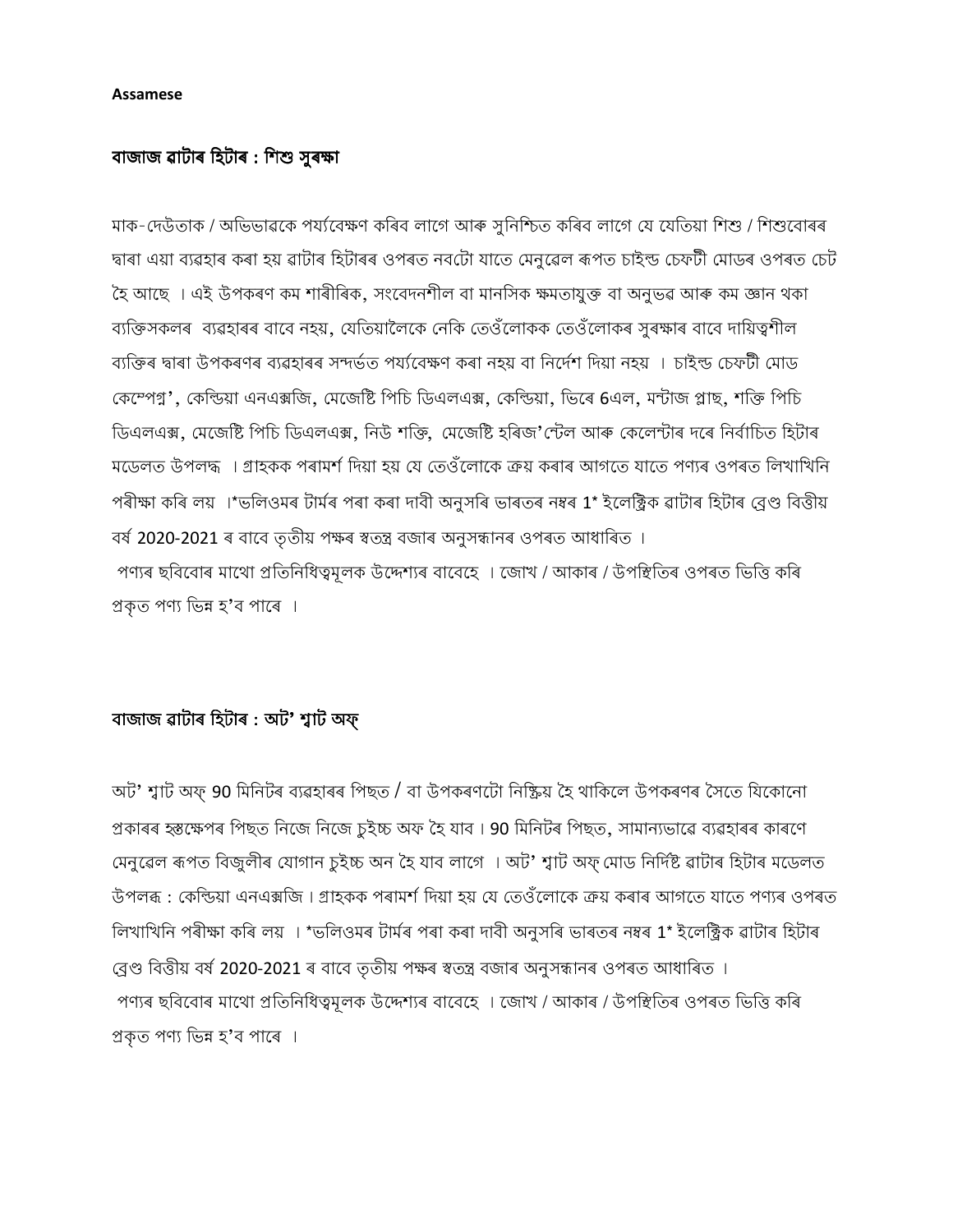**Assamese**

**বাজাজ ৱাটাৰ হিটাৰ : শিশু সুৰক্ষা**

মাক-দেউতাক / অভিভাৱকে পৰ্যবেক্ষণ কৰিব লাগে আৰু সুনিশ্চিত কৰিব লাগে যে যেতিয়া শিশু / শিশুবোৰৰ দ্বাৰা এয়া ব্যৱহাৰ কৰা হয় ৱাটাৰ হিটাৰৰ ওপৰত নবটো যাতে মেনুৱেল ৰূপত চাইল্ড চেফটী মোডৰ ওপৰত চেট হৈ আছে । এই উপকৰণ কম শাৰীৰিক, সংবেদনশীল বা মানসিক ক্ষমতাযুক্ত বা অনুভৱ আৰু কম জ্ঞান থকা ব্যক্তিসকলৰ ব্যৱহাৰৰ বাবে নহয়, যেতিয়ালৈকে নেকি তেওঁলোকক তেওঁলোকৰ সুৰক্ষাৰ বাবে দায়িত্বশীল ব্যক্তিৰ দ্বাৰা উপকৰণৰ ব্যৱহাৰৰ সন্দৰ্ভত পৰ্যবেক্ষণ কৰা নহয় বা নিৰ্দেশ দিয়া নহয় । চাইল্ড চেফটী মোড কেম্পেগ্ন', কেল্ডিয়া এনএক্সজি, মেজেষ্টি পিচি ডিএলএক্স, কেল্ডিয়া, ভিৰে 6এল, মন্টাজ প্লাছ, শক্তি পিচি ডিএলএক্স, মেজেষ্টি পিচি ডিএলএক্স, নিউ শক্তি, মেজেষ্টি হৰিজ'ন্টেল আৰু কেলেন্টাৰ দৰে নিৰ্বাচিত হিটাৰ মডেলত উপলব্ধ । গ্ৰাহকক পৰামৰ্শ দিয়া হয় যে তেওঁলোকে ক্ৰয় কৰাৰ আগতে যাতে পণ্যৰ ওপৰত লিখাখিনি পৰীক্ষা কৰি লয় ।*ভলিওমৰ টাৰ্মৰ পৰা কৰা দাবী অনুসৰি ভাৰতৰ নম্বৰ 1* ইলেক্ট্ৰিক ৱাটাৰ হিটাৰ ব্ৰেণ্ড বিত্তীয় বৰ্ষ 2020-2021 ৰ বাবে তৃতীয় পক্ষৰ স্বতন্ত্ৰ বজাৰ অনুসন্ধানৰ ওপৰত আধাৰিত ।
পণ্যৰ ছবিবোৰ মাথো প্ৰতিনিধিত্বমূলক উদ্দেশ্যৰ বাবেহে । জোখ / আকাৰ / উপস্থিতিৰ ওপৰত ভিত্তি কৰি প্ৰকৃত পণ্য ভিন্ন হ'ব পাৰে ।

**বাজাজ ৱাটাৰ হিটাৰ : অট' শ্বাট অফ্**

অট' শ্বাট অফ্ 90 মিনিটৰ ব্যৱহাৰৰ পিছত / বা উপকৰণটো নিষ্ক্ৰিয় হৈ থাকিলে উপকৰণৰ সৈতে যিকোনো প্ৰকাৰৰ হস্তক্ষেপৰ পিছত নিজে নিজে চুইচ্চ অফ হৈ যাব । 90 মিনিটৰ পিছত, সামান্যভাৱে ব্যৱহাৰৰ কাৰণে মেনুৱেল ৰূপত বিজুলীৰ যোগান চুইচ্চ অন হৈ যাব লাগে । অট' শ্বাট অফ্ মোড নিৰ্দিষ্ট ৱাটাৰ হিটাৰ মডেলত উপলব্ধ : কেল্ডিয়া এনএক্সজি । গ্ৰাহকক পৰামৰ্শ দিয়া হয় যে তেওঁলোকে ক্ৰয় কৰাৰ আগতে যাতে পণ্যৰ ওপৰত লিখাখিনি পৰীক্ষা কৰি লয় । *ভলিওমৰ টাৰ্মৰ পৰা কৰা দাবী অনুসৰি ভাৰতৰ নম্বৰ 1* ইলেক্ট্ৰিক ৱাটাৰ হিটাৰ ব্ৰেণ্ড বিত্তীয় বৰ্ষ 2020-2021 ৰ বাবে তৃতীয় পক্ষৰ স্বতন্ত্ৰ বজাৰ অনুসন্ধানৰ ওপৰত আধাৰিত ।
পণ্যৰ ছবিবোৰ মাথো প্ৰতিনিধিত্বমূলক উদ্দেশ্যৰ বাবেহে । জোখ / আকাৰ / উপস্থিতিৰ ওপৰত ভিত্তি কৰি প্ৰকৃত পণ্য ভিন্ন হ'ব পাৰে ।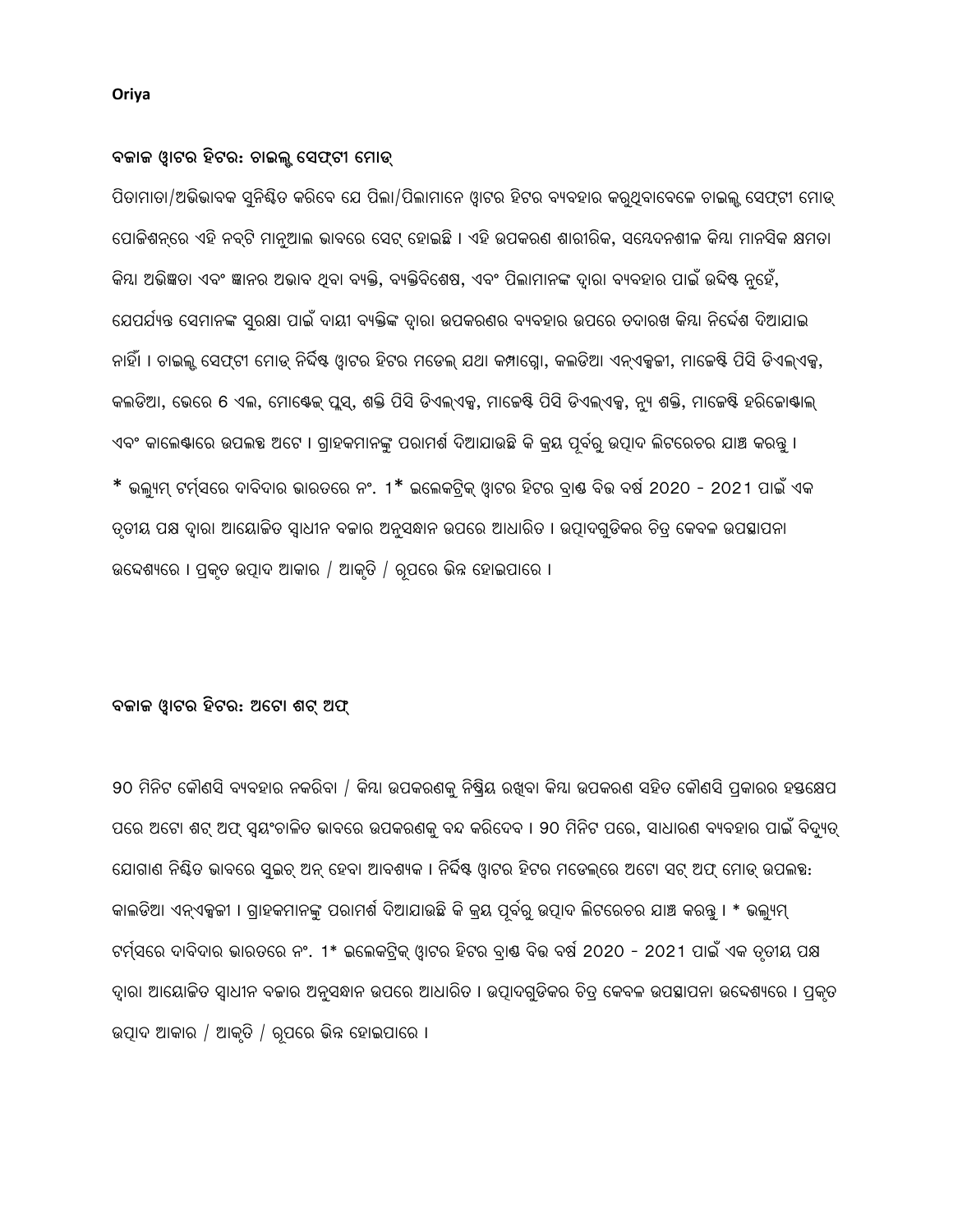**Oriya**

### ବଜାଜ ୱାଟର ହିଟର: ଚାଇଲ୍ଡ ସେଫ୍ଟୀ ମୋଡ୍

ପିତାମାତା/ଅଭିଭାବକ ସୁନିଶ୍ଚିତ କରିବେ ଯେ ପିଲା/ପିଲାମାନେ ୱାଟର ହିଟର ବ୍ୟବହାର କରୁଥିବାବେଳେ ଚାଇଲ୍ଡ ସେଫ୍ଟୀ ମୋଡ୍ ପୋଜିଶନ୍‌ରେ ଏହି ନବ୍‌ଟି ମାନୁଆଲ ଭାବରେ ସେଟ୍ ହୋଇଛି । ଏହି ଉପକରଣ ଶାରୀରିକ, ସମ୍ବେଦନଶୀଳ କିମ୍ବା ମାନସିକ କ୍ଷମତା କିମ୍ବା ଅଭିଜ୍ଞତା ଏବଂ ଜ୍ଞାନର ଅଭାବ ଥିବା ବ୍ୟକ୍ତି, ବ୍ୟକ୍ତିବିଶେଷ, ଏବଂ ପିଲାମାନଙ୍କ ଦ୍ୱାରା ବ୍ୟବହାର ପାଇଁ ଉଦ୍ଦିଷ୍ଟ ନୁହେଁ, ଯେପର୍ଯ୍ୟନ୍ତ ସେମାନଙ୍କ ସୁରକ୍ଷା ପାଇଁ ଦାୟୀ ବ୍ୟକ୍ତିଙ୍କ ଦ୍ୱାରା ଉପକରଣର ବ୍ୟବହାର ଉପରେ ତଦାରଖ କିମ୍ବା ନିର୍ଦ୍ଦେଶ ଦିଆଯାଇ ନାହିଁ । ଚାଇଲ୍ଡ ସେଫ୍ଟୀ ମୋଡ୍ ନିର୍ଦ୍ଦିଷ୍ଟ ୱାଟର ହିଟର ମଡେଲ୍ ଯଥା କମ୍ପାଗ୍ଲୋ, କଲଡିଆ ଏନ୍‌ଏକ୍ସଜୀ, ମାଜେଷ୍ଟି ପିସି ଡିଏଲ୍‌ଏକ୍ସ, କଲଡିଆ, ଭେରେ 6 ଏଲ, ମୋଣ୍ଟେଜ୍ ପ୍ଲସ୍, ଶକ୍ତି ପିସି ଡିଏଲ୍‌ଏକ୍ସ, ମାଜେଷ୍ଟି ପିସି ଡିଏଲ୍‌ଏକ୍ସ, ନ୍ୟୁ ଶକ୍ତି, ମାଜେଷ୍ଟି ହରିଜୋଣ୍ଟାଲ୍ ଏବଂ କାଲେଣ୍ଡାରେ ଉପଲବ୍ଧ ଅଟେ । ଗ୍ରାହକମାନଙ୍କୁ ପରାମର୍ଶ ଦିଆଯାଉଛି କି କ୍ରୟ ପୂର୍ବରୁ ଉତ୍ପାଦ ଲିଟରେଚର ଯାଞ୍ଚ କରନ୍ତୁ । * ଭଲ୍ୟୁମ୍ ଟର୍ମ୍‌ସରେ ଦାବିଦାର ଭାରତରେ ନଂ. 1* ଇଲେକଟ୍ରିକ୍ ୱାଟର ହିଟର ବ୍ରାଣ୍ଡ ବିତ୍ତ ବର୍ଷ 2020 - 2021 ପାଇଁ ଏକ ତୃତୀୟ ପକ୍ଷ ଦ୍ୱାରା ଆୟୋଜିତ ସ୍ୱାଧୀନ ବଜାର ଅନୁସନ୍ଧାନ ଉପରେ ଆଧାରିତ । ଉତ୍ପାଦଗୁଡିକର ଚିତ୍ର କେବଳ ଉପସ୍ଥାପନା ଉଦ୍ଦେଶ୍ୟରେ । ପ୍ରକୃତ ଉତ୍ପାଦ ଆକାର / ଆକୃତି / ରୂପରେ ଭିନ୍ନ ହୋଇପାରେ ।

### ବଜାଜ ୱାଟର ହିଟର: ଅଟୋ ଶଟ୍ ଅଫ୍

90 ମିନିଟ କୌଣସି ବ୍ୟବହାର ନକରିବା / କିମ୍ବା ଉପକରଣକୁ ନିଷ୍କ୍ରିୟ ରଖିବା କିମ୍ବା ଉପକରଣ ସହିତ କୌଣସି ପ୍ରକାରର ହସ୍ତକ୍ଷେପ ପରେ ଅଟୋ ଶଟ୍ ଅଫ୍ ସ୍ୱୟଂଚାଳିତ ଭାବରେ ଉପକରଣକୁ ବନ୍ଦ କରିଦେବ । 90 ମିନିଟ ପରେ, ସାଧାରଣ ବ୍ୟବହାର ପାଇଁ ବିଦ୍ୟୁତ୍ ଯୋଗାଣ ନିଶ୍ଚିତ ଭାବରେ ସୁଇଚ୍ ଅନ୍ ହେବା ଆବଶ୍ୟକ । ନିର୍ଦ୍ଦିଷ୍ଟ ୱାଟର ହିଟର ମଡେଲରେ ଅଟୋ ସଟ୍ ଅଫ୍ ମୋଡ୍ ଉପଲବ୍ଧ: କାଲଡିଆ ଏନ୍‌ଏକ୍ସଜୀ । ଗ୍ରାହକମାନଙ୍କୁ ପରାମର୍ଶ ଦିଆଯାଉଛି କି କ୍ରୟ ପୂର୍ବରୁ ଉତ୍ପାଦ ଲିଟରେଚର ଯାଞ୍ଚ କରନ୍ତୁ । * ଭଲ୍ୟୁମ୍ ଟର୍ମ୍‌ସରେ ଦାବିଦାର ଭାରତରେ ନଂ. 1* ଇଲେକଟ୍ରିକ୍ ୱାଟର ହିଟର ବ୍ରାଣ୍ଡ ବିତ୍ତ ବର୍ଷ 2020 - 2021 ପାଇଁ ଏକ ତୃତୀୟ ପକ୍ଷ ଦ୍ୱାରା ଆୟୋଜିତ ସ୍ୱାଧୀନ ବଜାର ଅନୁସନ୍ଧାନ ଉପରେ ଆଧାରିତ । ଉତ୍ପାଦଗୁଡିକର ଚିତ୍ର କେବଳ ଉପସ୍ଥାପନା ଉଦ୍ଦେଶ୍ୟରେ । ପ୍ରକୃତ ଉତ୍ପାଦ ଆକାର / ଆକୃତି / ରୂପରେ ଭିନ୍ନ ହୋଇପାରେ ।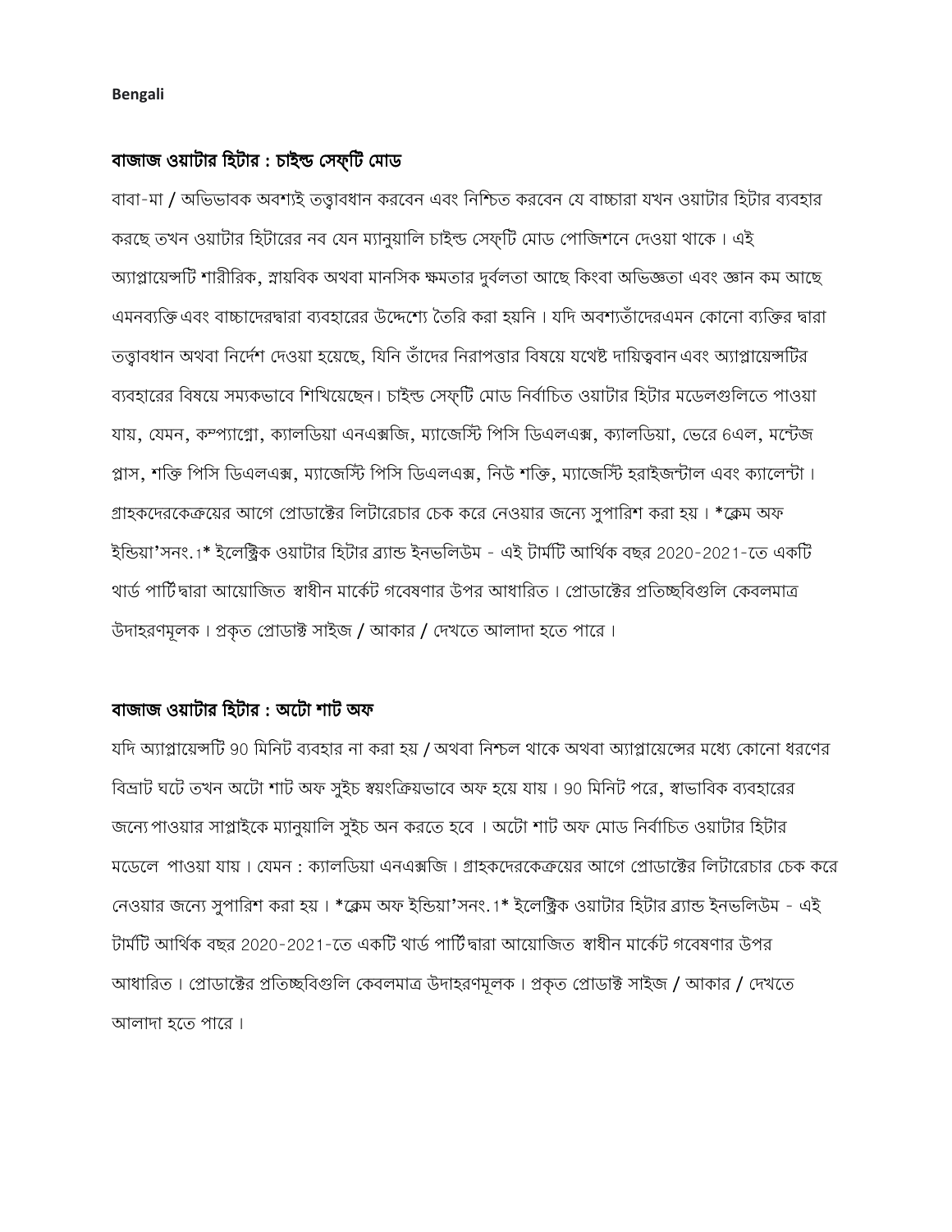**Bengali**

## বাজাজ ওয়াটার হিটার : চাইল্ড সেফ্টি মোড

বাবা-মা / অভিভাবক অবশ্যই তত্ত্বাবধান করবেন এবং নিশ্চিত করবেন যে বাচ্চারা যখন ওয়াটার হিটার ব্যবহার করছে তখন ওয়াটার হিটারের নব যেন ম্যানুয়ালি চাইল্ড সেফ্টি মোড পোজিশনে দেওয়া থাকে। এই অ্যাপ্লায়েন্সটি শারীরিক, স্নায়বিক অথবা মানসিক ক্ষমতার দুর্বলতা আছে কিংবা অভিজ্ঞতা এবং জ্ঞান কম আছে এমনব্যক্তি এবং বাচ্চাদেরদ্বারা ব্যবহারের উদ্দেশ্যে তৈরি করা হয়নি। যদি অবশ্যতাঁদেরএমন কোনো ব্যক্তির দ্বারা তত্ত্বাবধান অথবা নির্দেশ দেওয়া হয়েছে, যিনি তাঁদের নিরাপত্তার বিষয়ে যথেষ্ট দায়িত্ববান এবং অ্যাপ্লায়েন্সটির ব্যবহারের বিষয়ে সম্যকভাবে শিখিয়েছেন। চাইল্ড সেফ্টি মোড নির্বাচিত ওয়াটার হিটার মডেলগুলিতে পাওয়া যায়, যেমন, কম্প্যাগ্লো, ক্যালডিয়া এনএক্সজি, ম্যাজেস্টি পিসি ডিএলএক্স, ক্যালডিয়া, ভেরে 6এল, মন্টেজ প্লাস, শক্তি পিসি ডিএলএক্স, ম্যাজেস্টি পিসি ডিএলএক্স, নিউ শক্তি, ম্যাজেস্টি হরাইজন্টাল এবং ক্যালেন্টা। গ্রাহকদেরকেক্রয়ের আগে প্রোডাক্টের লিটারেচার চেক করে নেওয়ার জন্যে সুপারিশ করা হয়। *ক্লেম অফ ইন্ডিয়া'সনং.1* ইলেক্ট্রিক ওয়াটার হিটার ব্র্যান্ড ইনভলিউম - এই টার্মটি আর্থিক বছর 2020-2021-তে একটি থার্ড পার্টিদ্বারা আয়োজিত স্বাধীন মার্কেট গবেষণার উপর আধারিত। প্রোডাক্টের প্রতিচ্ছবিগুলি কেবলমাত্র উদাহরণমূলক। প্রকৃত প্রোডাক্ট সাইজ / আকার / দেখতে আলাদা হতে পারে।

## বাজাজ ওয়াটার হিটার : অটো শাট অফ

যদি অ্যাপ্লায়েন্সটি 90 মিনিট ব্যবহার না করা হয় / অথবা নিশ্চল থাকে অথবা অ্যাপ্লায়েন্সের মধ্যে কোনো ধরণের বিভ্রাট ঘটে তখন অটো শাট অফ সুইচ স্বয়ংক্রিয়ভাবে অফ হয়ে যায়। 90 মিনিট পরে, স্বাভাবিক ব্যবহারের জন্যে পাওয়ার সাপ্লাইকে ম্যানুয়ালি সুইচ অন করতে হবে। অটো শাট অফ মোড নির্বাচিত ওয়াটার হিটার মডেলে পাওয়া যায়। যেমন : ক্যালডিয়া এনএক্সজি। গ্রাহকদেরকেক্রয়ের আগে প্রোডাক্টের লিটারেচার চেক করে নেওয়ার জন্যে সুপারিশ করা হয়। *ক্লেম অফ ইন্ডিয়া'সনং.1* ইলেক্ট্রিক ওয়াটার হিটার ব্র্যান্ড ইনভলিউম - এই টার্মটি আর্থিক বছর 2020-2021-তে একটি থার্ড পার্টিদ্বারা আয়োজিত স্বাধীন মার্কেট গবেষণার উপর আধারিত। প্রোডাক্টের প্রতিচ্ছবিগুলি কেবলমাত্র উদাহরণমূলক। প্রকৃত প্রোডাক্ট সাইজ / আকার / দেখতে আলাদা হতে পারে।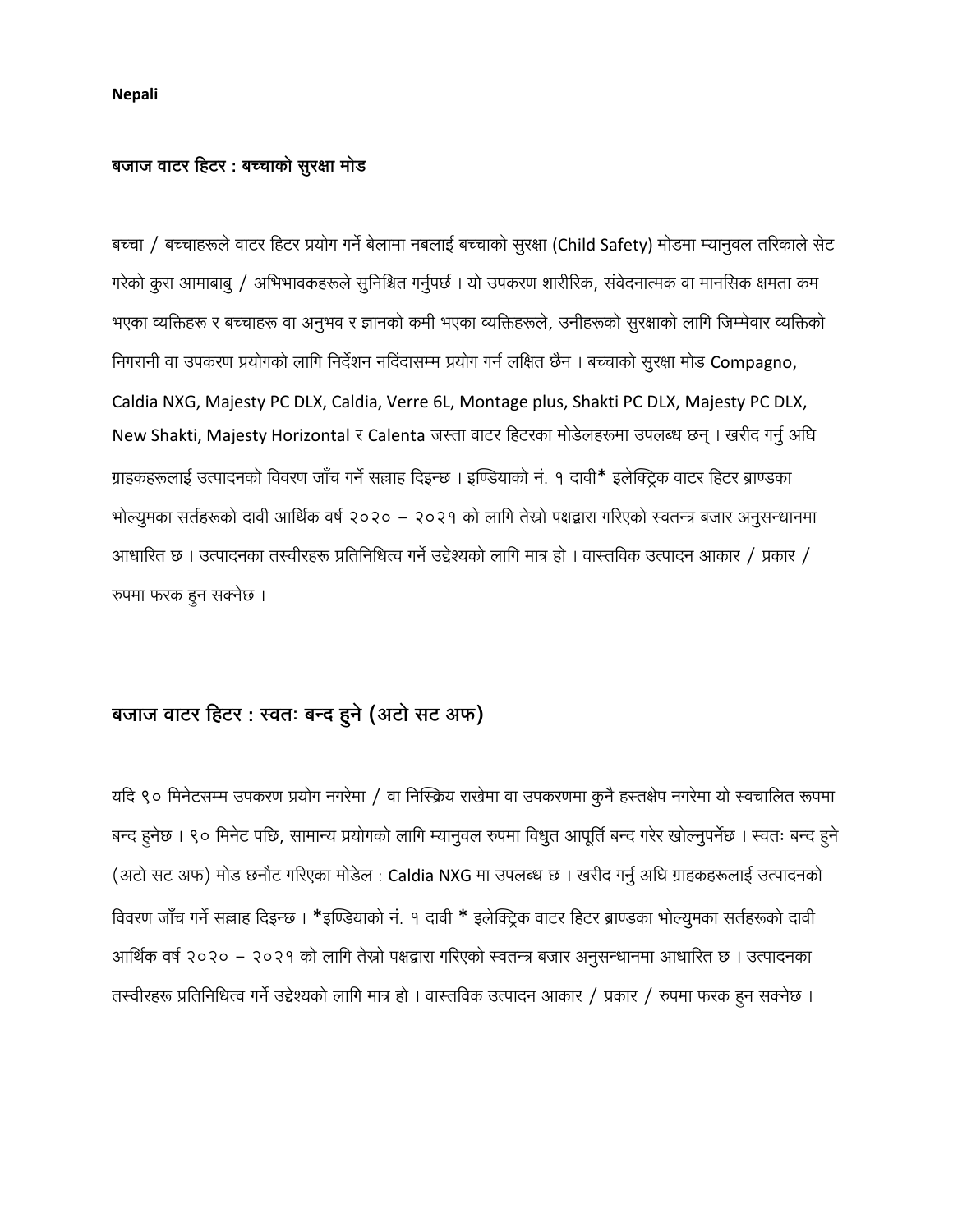**Nepali**

**बजाज वाटर हिटर : बच्चाको सुरक्षा मोड**

बच्चा / बच्चाहरूले वाटर हिटर प्रयोग गर्ने बेलामा नबलाई बच्चाको सुरक्षा (Child Safety) मोडमा म्यानुवल तरिकाले सेट गरेको कुरा आमाबाबु / अभिभावकहरूले सुनिश्चित गर्नुपर्छ । यो उपकरण शारीरिक, संवेदनात्मक वा मानसिक क्षमता कम भएका व्यक्तिहरू र बच्चाहरू वा अनुभव र ज्ञानको कमी भएका व्यक्तिहरूले, उनीहरूको सुरक्षाको लागि जिम्मेवार व्यक्तिको निगरानी वा उपकरण प्रयोगको लागि निर्देशन नदिंदासम्म प्रयोग गर्न लक्षित छैन । बच्चाको सुरक्षा मोड Compagno, Caldia NXG, Majesty PC DLX, Caldia, Verre 6L, Montage plus, Shakti PC DLX, Majesty PC DLX, New Shakti, Majesty Horizontal र Calenta जस्ता वाटर हिटरका मोडेलहरूमा उपलब्ध छन् । खरीद गर्नु अघि ग्राहकहरूलाई उत्पादनको विवरण जाँच गर्ने सल्लाह दिइन्छ । इण्डियाको नं. १ दावी* इलेक्ट्रिक वाटर हिटर ब्राण्डका भोल्युमका सर्तहरूको दावी आर्थिक वर्ष २०२० – २०२१ को लागि तेस्रो पक्षद्वारा गरिएको स्वतन्त्र बजार अनुसन्धानमा आधारित छ । उत्पादनका तस्वीरहरू प्रतिनिधित्व गर्ने उद्देश्यको लागि मात्र हो । वास्तविक उत्पादन आकार / प्रकार / रुपमा फरक हुन सक्नेछ ।

## बजाज वाटर हिटर : स्वतः बन्द हुने (अटो सट अफ)

यदि ९० मिनेटसम्म उपकरण प्रयोग नगरेमा / वा निस्क्रिय राखेमा वा उपकरणमा कुनै हस्तक्षेप नगरेमा यो स्वचालित रूपमा बन्द हुनेछ । ९० मिनेट पछि, सामान्य प्रयोगको लागि म्यानुवल रुपमा विधुत आपूर्ति बन्द गरेर खोल्नुपर्नेछ । स्वतः बन्द हुने (अटो सट अफ) मोड छनौट गरिएका मोडेल : Caldia NXG मा उपलब्ध छ । खरीद गर्नु अघि ग्राहकहरूलाई उत्पादनको विवरण जाँच गर्ने सल्लाह दिइन्छ । *इण्डियाको नं. १ दावी * इलेक्ट्रिक वाटर हिटर ब्राण्डका भोल्युमका सर्तहरूको दावी आर्थिक वर्ष २०२० – २०२१ को लागि तेस्रो पक्षद्वारा गरिएको स्वतन्त्र बजार अनुसन्धानमा आधारित छ । उत्पादनका तस्वीरहरू प्रतिनिधित्व गर्ने उद्देश्यको लागि मात्र हो । वास्तविक उत्पादन आकार / प्रकार / रुपमा फरक हुन सक्नेछ ।